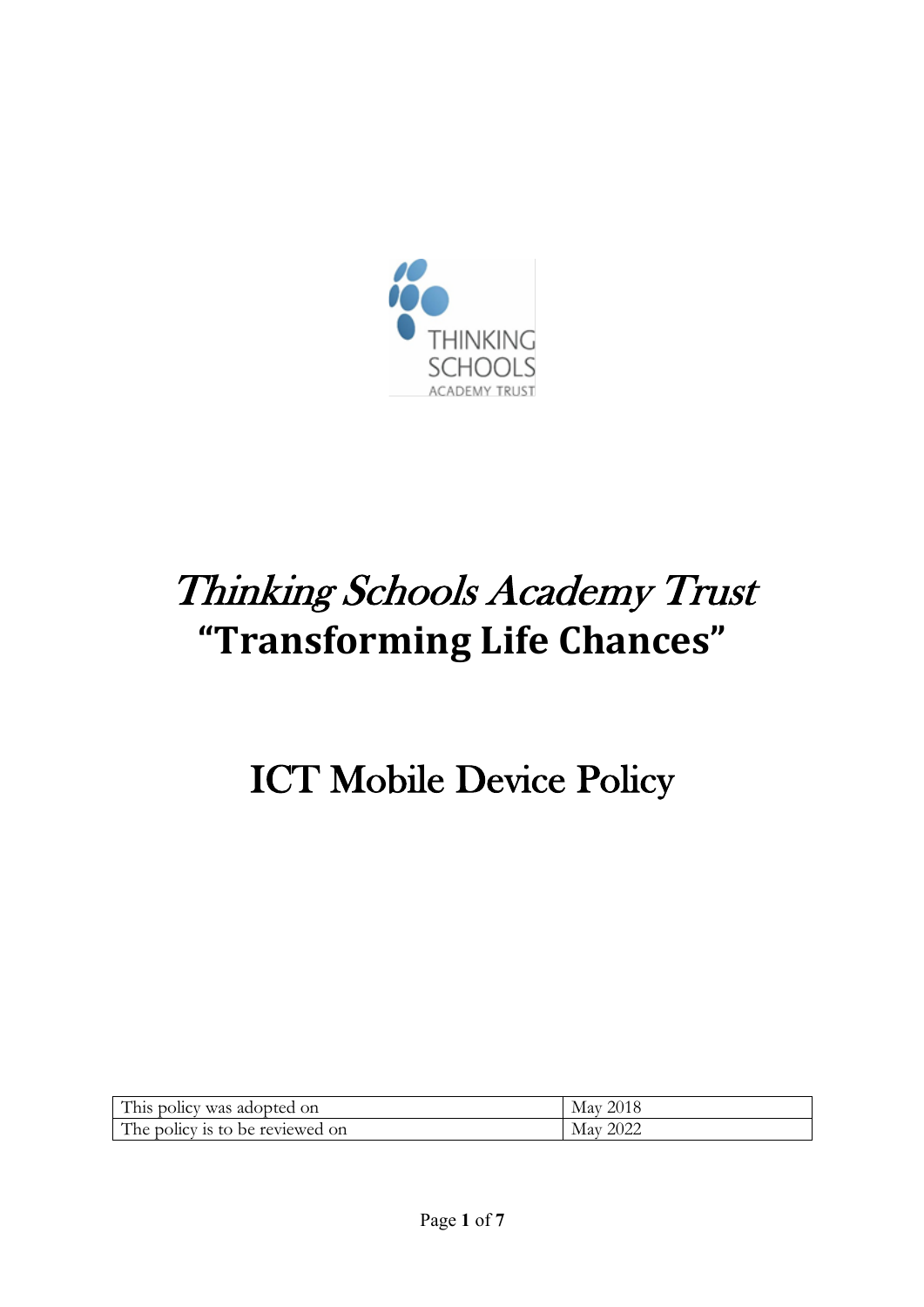# *Thinking Schools Academy Trust*

## **"Transforming Life Chances"**

# ICT Mobile Device Policy

| This policy was adopted on | May 2018 |
| --- | --- |
| The policy is to be reviewed on | May 2022 |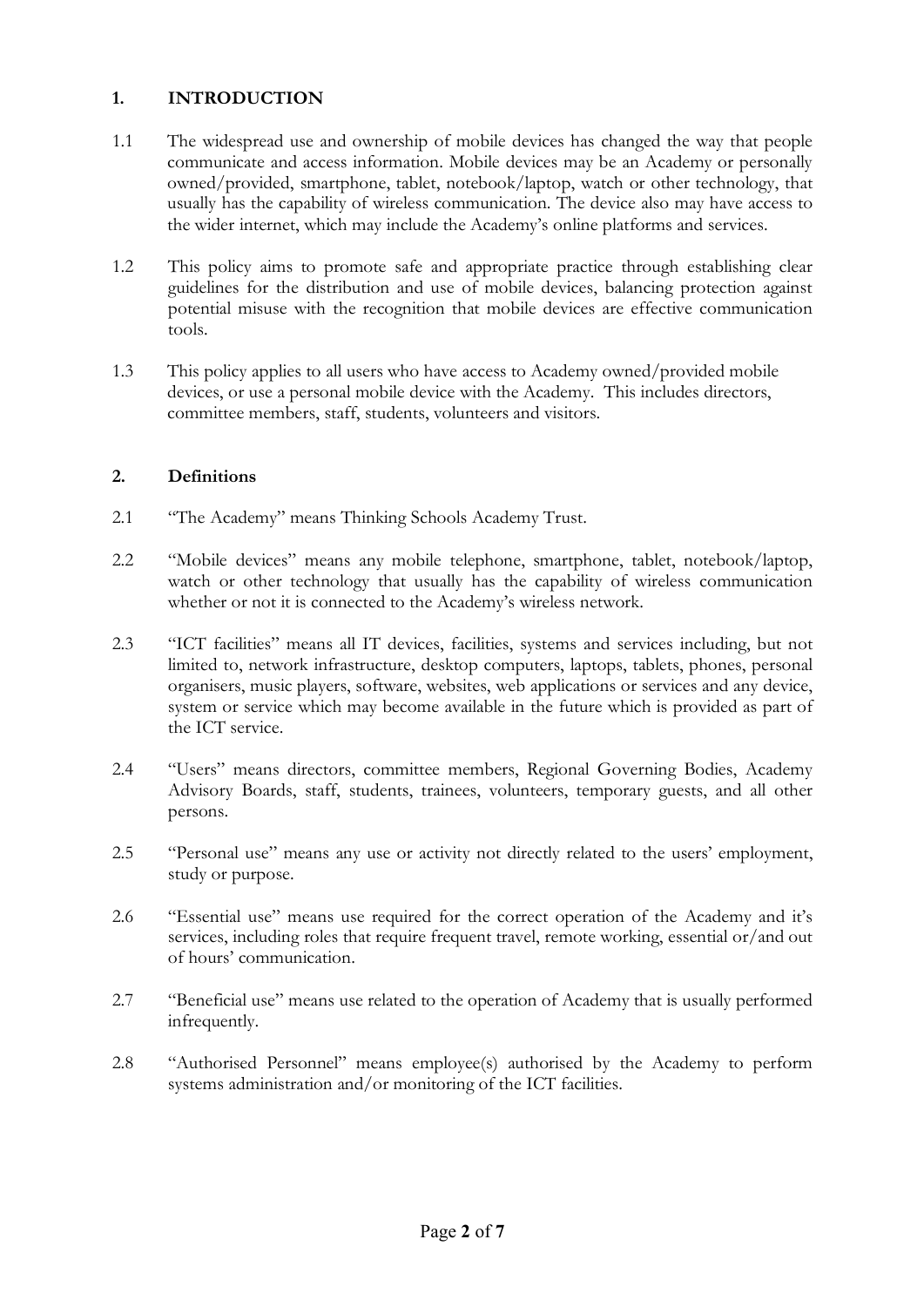## 1. INTRODUCTION

1.1 The widespread use and ownership of mobile devices has changed the way that people communicate and access information. Mobile devices may be an Academy or personally owned/provided, smartphone, tablet, notebook/laptop, watch or other technology, that usually has the capability of wireless communication. The device also may have access to the wider internet, which may include the Academy's online platforms and services.

1.2 This policy aims to promote safe and appropriate practice through establishing clear guidelines for the distribution and use of mobile devices, balancing protection against potential misuse with the recognition that mobile devices are effective communication tools.

1.3 This policy applies to all users who have access to Academy owned/provided mobile devices, or use a personal mobile device with the Academy. This includes directors, committee members, staff, students, volunteers and visitors.

## 2. Definitions

2.1 "The Academy" means Thinking Schools Academy Trust.

2.2 "Mobile devices" means any mobile telephone, smartphone, tablet, notebook/laptop, watch or other technology that usually has the capability of wireless communication whether or not it is connected to the Academy's wireless network.

2.3 "ICT facilities" means all IT devices, facilities, systems and services including, but not limited to, network infrastructure, desktop computers, laptops, tablets, phones, personal organisers, music players, software, websites, web applications or services and any device, system or service which may become available in the future which is provided as part of the ICT service.

2.4 "Users" means directors, committee members, Regional Governing Bodies, Academy Advisory Boards, staff, students, trainees, volunteers, temporary guests, and all other persons.

2.5 "Personal use" means any use or activity not directly related to the users' employment, study or purpose.

2.6 "Essential use" means use required for the correct operation of the Academy and it's services, including roles that require frequent travel, remote working, essential or/and out of hours' communication.

2.7 "Beneficial use" means use related to the operation of Academy that is usually performed infrequently.

2.8 "Authorised Personnel" means employee(s) authorised by the Academy to perform systems administration and/or monitoring of the ICT facilities.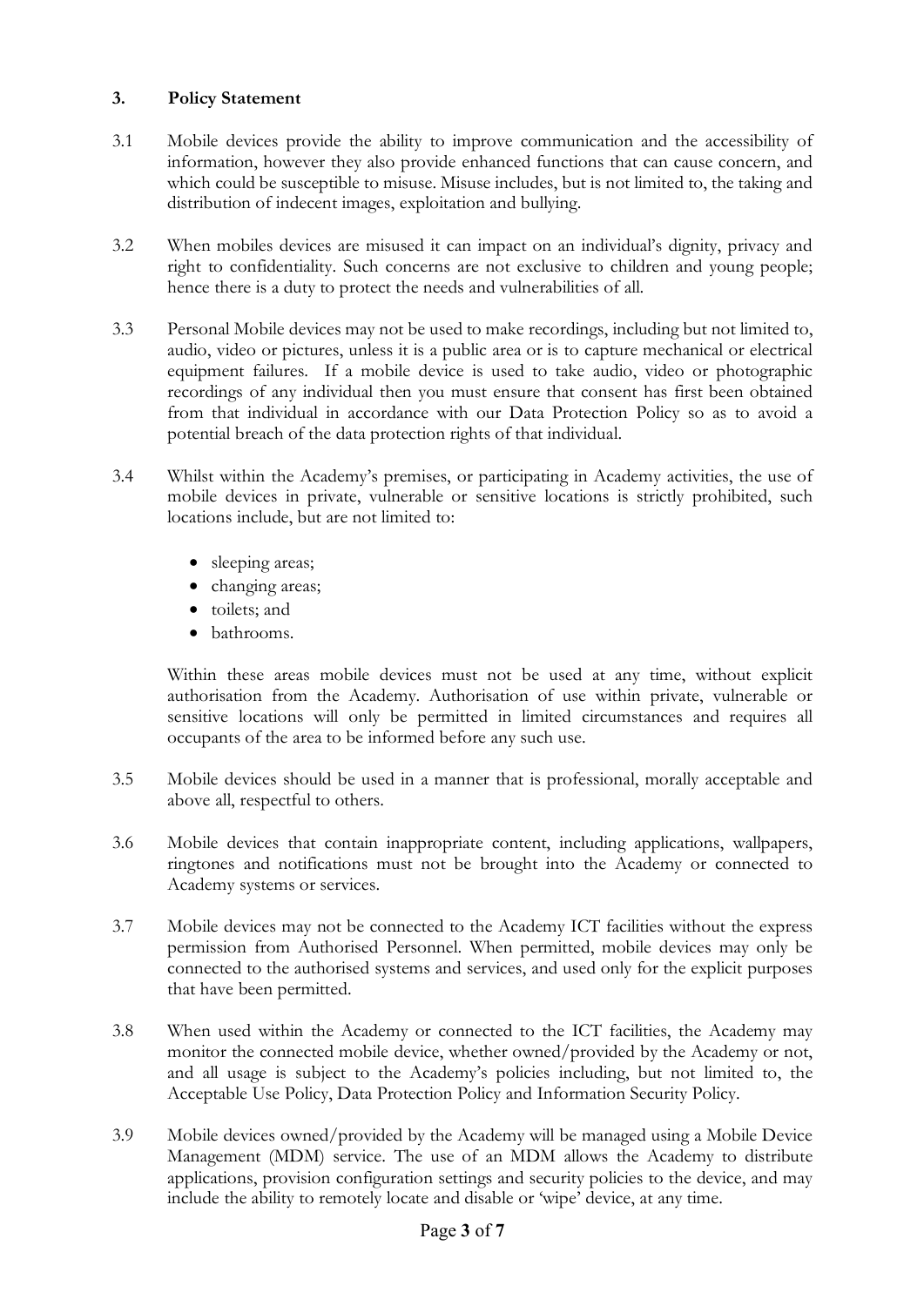## 3. Policy Statement

3.1 Mobile devices provide the ability to improve communication and the accessibility of information, however they also provide enhanced functions that can cause concern, and which could be susceptible to misuse. Misuse includes, but is not limited to, the taking and distribution of indecent images, exploitation and bullying.

3.2 When mobiles devices are misused it can impact on an individual's dignity, privacy and right to confidentiality. Such concerns are not exclusive to children and young people; hence there is a duty to protect the needs and vulnerabilities of all.

3.3 Personal Mobile devices may not be used to make recordings, including but not limited to, audio, video or pictures, unless it is a public area or is to capture mechanical or electrical equipment failures. If a mobile device is used to take audio, video or photographic recordings of any individual then you must ensure that consent has first been obtained from that individual in accordance with our Data Protection Policy so as to avoid a potential breach of the data protection rights of that individual.

3.4 Whilst within the Academy's premises, or participating in Academy activities, the use of mobile devices in private, vulnerable or sensitive locations is strictly prohibited, such locations include, but are not limited to:

- sleeping areas;
- changing areas;
- toilets; and
- bathrooms.

Within these areas mobile devices must not be used at any time, without explicit authorisation from the Academy. Authorisation of use within private, vulnerable or sensitive locations will only be permitted in limited circumstances and requires all occupants of the area to be informed before any such use.

3.5 Mobile devices should be used in a manner that is professional, morally acceptable and above all, respectful to others.

3.6 Mobile devices that contain inappropriate content, including applications, wallpapers, ringtones and notifications must not be brought into the Academy or connected to Academy systems or services.

3.7 Mobile devices may not be connected to the Academy ICT facilities without the express permission from Authorised Personnel. When permitted, mobile devices may only be connected to the authorised systems and services, and used only for the explicit purposes that have been permitted.

3.8 When used within the Academy or connected to the ICT facilities, the Academy may monitor the connected mobile device, whether owned/provided by the Academy or not, and all usage is subject to the Academy's policies including, but not limited to, the Acceptable Use Policy, Data Protection Policy and Information Security Policy.

3.9 Mobile devices owned/provided by the Academy will be managed using a Mobile Device Management (MDM) service. The use of an MDM allows the Academy to distribute applications, provision configuration settings and security policies to the device, and may include the ability to remotely locate and disable or 'wipe' device, at any time.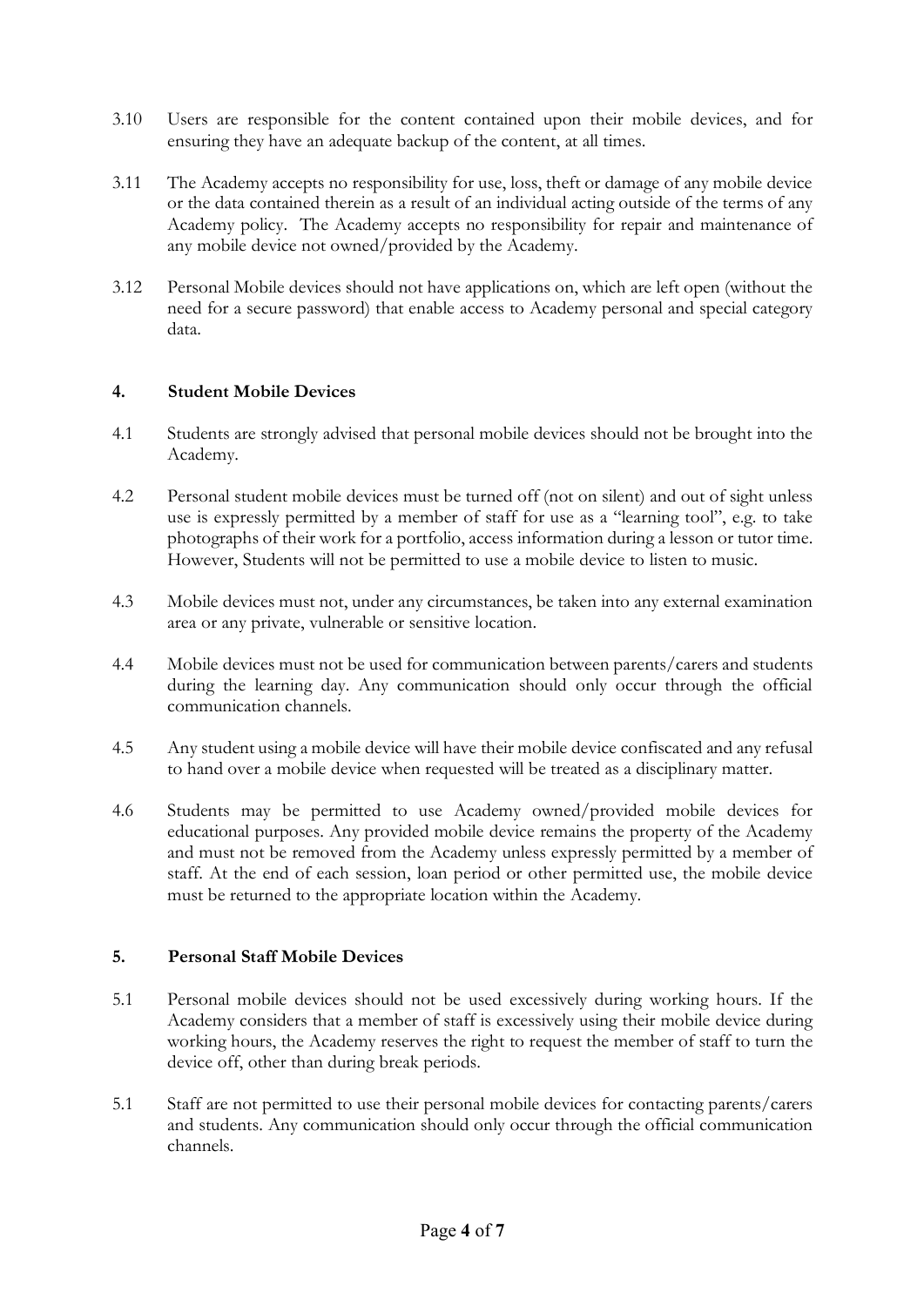3.10 Users are responsible for the content contained upon their mobile devices, and for ensuring they have an adequate backup of the content, at all times.

3.11 The Academy accepts no responsibility for use, loss, theft or damage of any mobile device or the data contained therein as a result of an individual acting outside of the terms of any Academy policy. The Academy accepts no responsibility for repair and maintenance of any mobile device not owned/provided by the Academy.

3.12 Personal Mobile devices should not have applications on, which are left open (without the need for a secure password) that enable access to Academy personal and special category data.

## 4. Student Mobile Devices

4.1 Students are strongly advised that personal mobile devices should not be brought into the Academy.

4.2 Personal student mobile devices must be turned off (not on silent) and out of sight unless use is expressly permitted by a member of staff for use as a "learning tool", e.g. to take photographs of their work for a portfolio, access information during a lesson or tutor time. However, Students will not be permitted to use a mobile device to listen to music.

4.3 Mobile devices must not, under any circumstances, be taken into any external examination area or any private, vulnerable or sensitive location.

4.4 Mobile devices must not be used for communication between parents/carers and students during the learning day. Any communication should only occur through the official communication channels.

4.5 Any student using a mobile device will have their mobile device confiscated and any refusal to hand over a mobile device when requested will be treated as a disciplinary matter.

4.6 Students may be permitted to use Academy owned/provided mobile devices for educational purposes. Any provided mobile device remains the property of the Academy and must not be removed from the Academy unless expressly permitted by a member of staff. At the end of each session, loan period or other permitted use, the mobile device must be returned to the appropriate location within the Academy.

## 5. Personal Staff Mobile Devices

5.1 Personal mobile devices should not be used excessively during working hours. If the Academy considers that a member of staff is excessively using their mobile device during working hours, the Academy reserves the right to request the member of staff to turn the device off, other than during break periods.

5.1 Staff are not permitted to use their personal mobile devices for contacting parents/carers and students. Any communication should only occur through the official communication channels.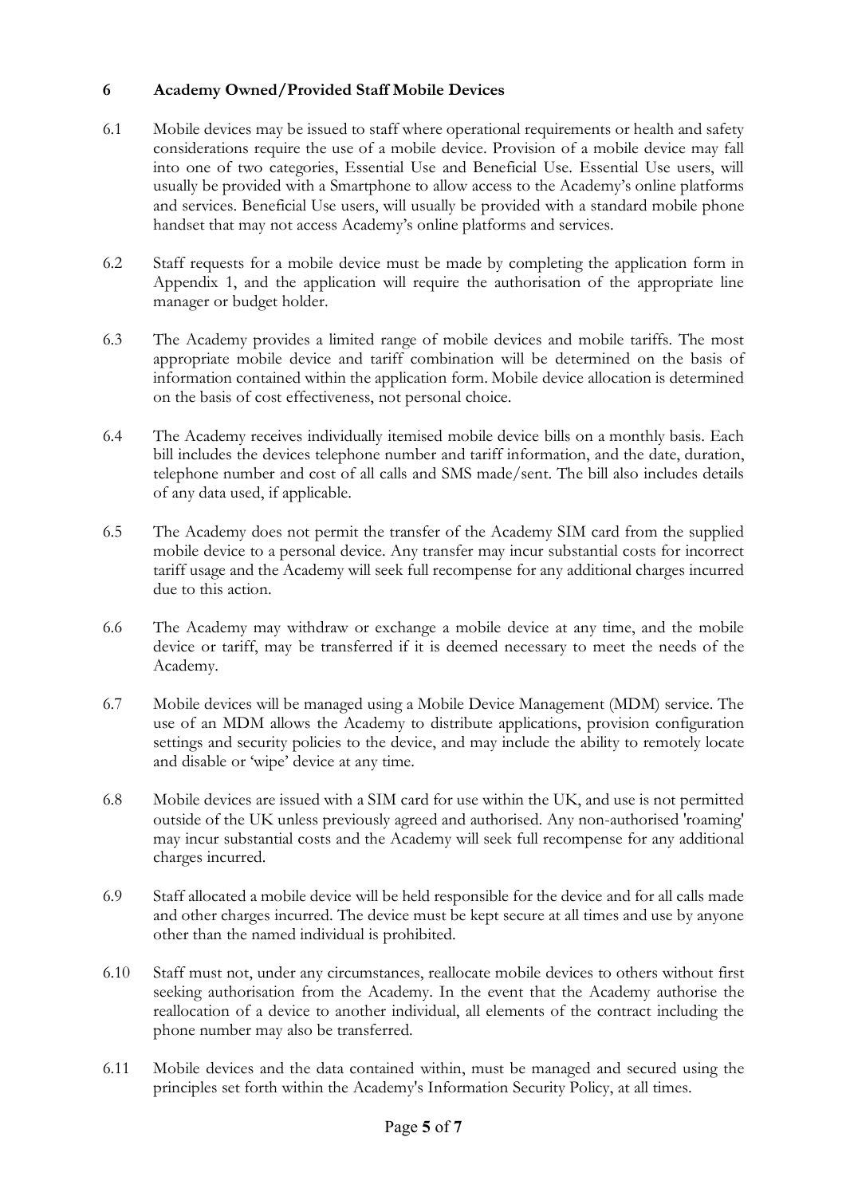## 6 Academy Owned/Provided Staff Mobile Devices

6.1 Mobile devices may be issued to staff where operational requirements or health and safety considerations require the use of a mobile device. Provision of a mobile device may fall into one of two categories, Essential Use and Beneficial Use. Essential Use users, will usually be provided with a Smartphone to allow access to the Academy's online platforms and services. Beneficial Use users, will usually be provided with a standard mobile phone handset that may not access Academy's online platforms and services.

6.2 Staff requests for a mobile device must be made by completing the application form in Appendix 1, and the application will require the authorisation of the appropriate line manager or budget holder.

6.3 The Academy provides a limited range of mobile devices and mobile tariffs. The most appropriate mobile device and tariff combination will be determined on the basis of information contained within the application form. Mobile device allocation is determined on the basis of cost effectiveness, not personal choice.

6.4 The Academy receives individually itemised mobile device bills on a monthly basis. Each bill includes the devices telephone number and tariff information, and the date, duration, telephone number and cost of all calls and SMS made/sent. The bill also includes details of any data used, if applicable.

6.5 The Academy does not permit the transfer of the Academy SIM card from the supplied mobile device to a personal device. Any transfer may incur substantial costs for incorrect tariff usage and the Academy will seek full recompense for any additional charges incurred due to this action.

6.6 The Academy may withdraw or exchange a mobile device at any time, and the mobile device or tariff, may be transferred if it is deemed necessary to meet the needs of the Academy.

6.7 Mobile devices will be managed using a Mobile Device Management (MDM) service. The use of an MDM allows the Academy to distribute applications, provision configuration settings and security policies to the device, and may include the ability to remotely locate and disable or 'wipe' device at any time.

6.8 Mobile devices are issued with a SIM card for use within the UK, and use is not permitted outside of the UK unless previously agreed and authorised. Any non-authorised 'roaming' may incur substantial costs and the Academy will seek full recompense for any additional charges incurred.

6.9 Staff allocated a mobile device will be held responsible for the device and for all calls made and other charges incurred. The device must be kept secure at all times and use by anyone other than the named individual is prohibited.

6.10 Staff must not, under any circumstances, reallocate mobile devices to others without first seeking authorisation from the Academy. In the event that the Academy authorise the reallocation of a device to another individual, all elements of the contract including the phone number may also be transferred.

6.11 Mobile devices and the data contained within, must be managed and secured using the principles set forth within the Academy's Information Security Policy, at all times.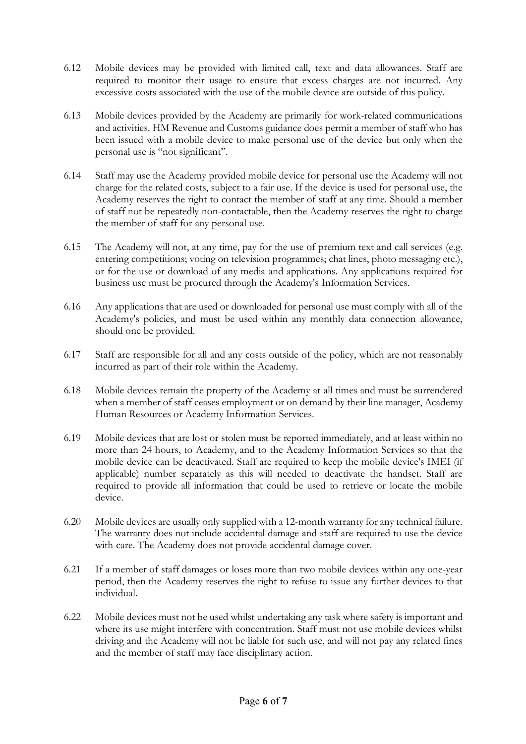6.12 Mobile devices may be provided with limited call, text and data allowances. Staff are required to monitor their usage to ensure that excess charges are not incurred. Any excessive costs associated with the use of the mobile device are outside of this policy.

6.13 Mobile devices provided by the Academy are primarily for work-related communications and activities. HM Revenue and Customs guidance does permit a member of staff who has been issued with a mobile device to make personal use of the device but only when the personal use is "not significant".

6.14 Staff may use the Academy provided mobile device for personal use the Academy will not charge for the related costs, subject to a fair use. If the device is used for personal use, the Academy reserves the right to contact the member of staff at any time. Should a member of staff not be repeatedly non-contactable, then the Academy reserves the right to charge the member of staff for any personal use.

6.15 The Academy will not, at any time, pay for the use of premium text and call services (e.g. entering competitions; voting on television programmes; chat lines, photo messaging etc.), or for the use or download of any media and applications. Any applications required for business use must be procured through the Academy's Information Services.

6.16 Any applications that are used or downloaded for personal use must comply with all of the Academy's policies, and must be used within any monthly data connection allowance, should one be provided.

6.17 Staff are responsible for all and any costs outside of the policy, which are not reasonably incurred as part of their role within the Academy.

6.18 Mobile devices remain the property of the Academy at all times and must be surrendered when a member of staff ceases employment or on demand by their line manager, Academy Human Resources or Academy Information Services.

6.19 Mobile devices that are lost or stolen must be reported immediately, and at least within no more than 24 hours, to Academy, and to the Academy Information Services so that the mobile device can be deactivated. Staff are required to keep the mobile device's IMEI (if applicable) number separately as this will needed to deactivate the handset. Staff are required to provide all information that could be used to retrieve or locate the mobile device.

6.20 Mobile devices are usually only supplied with a 12-month warranty for any technical failure. The warranty does not include accidental damage and staff are required to use the device with care. The Academy does not provide accidental damage cover.

6.21 If a member of staff damages or loses more than two mobile devices within any one-year period, then the Academy reserves the right to refuse to issue any further devices to that individual.

6.22 Mobile devices must not be used whilst undertaking any task where safety is important and where its use might interfere with concentration. Staff must not use mobile devices whilst driving and the Academy will not be liable for such use, and will not pay any related fines and the member of staff may face disciplinary action.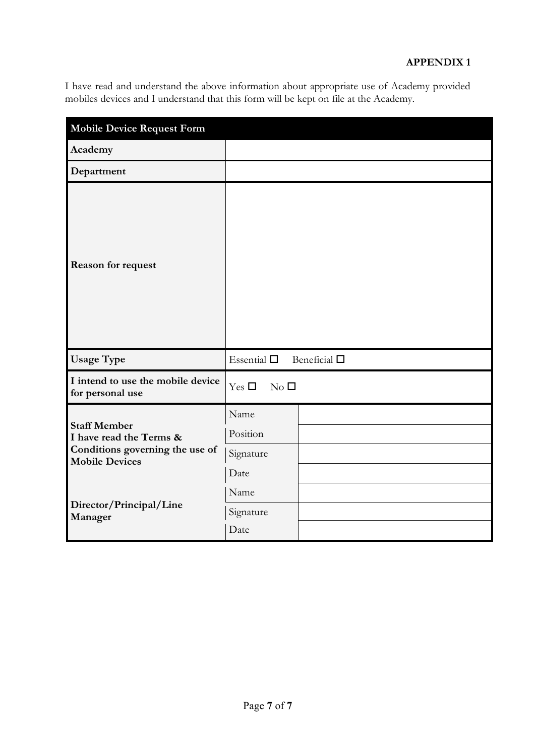**APPENDIX 1**

I have read and understand the above information about appropriate use of Academy provided mobiles devices and I understand that this form will be kept on file at the Academy.

| **Mobile Device Request Form** | | |
|---|---|---|
| **Academy** | | |
| **Department** | | |
| **Reason for request** | | |
| **Usage Type** | Essential ☐ Beneficial ☐ | |
| **I intend to use the mobile device for personal use** | Yes ☐ No ☐ | |
| **Staff Member** **I have read the Terms & Conditions governing the use of Mobile Devices** | Name | |
| | Position | |
| | Signature | |
| | Date | |
| **Director/Principal/Line Manager** | Name | |
| | Signature | |
| | Date | |